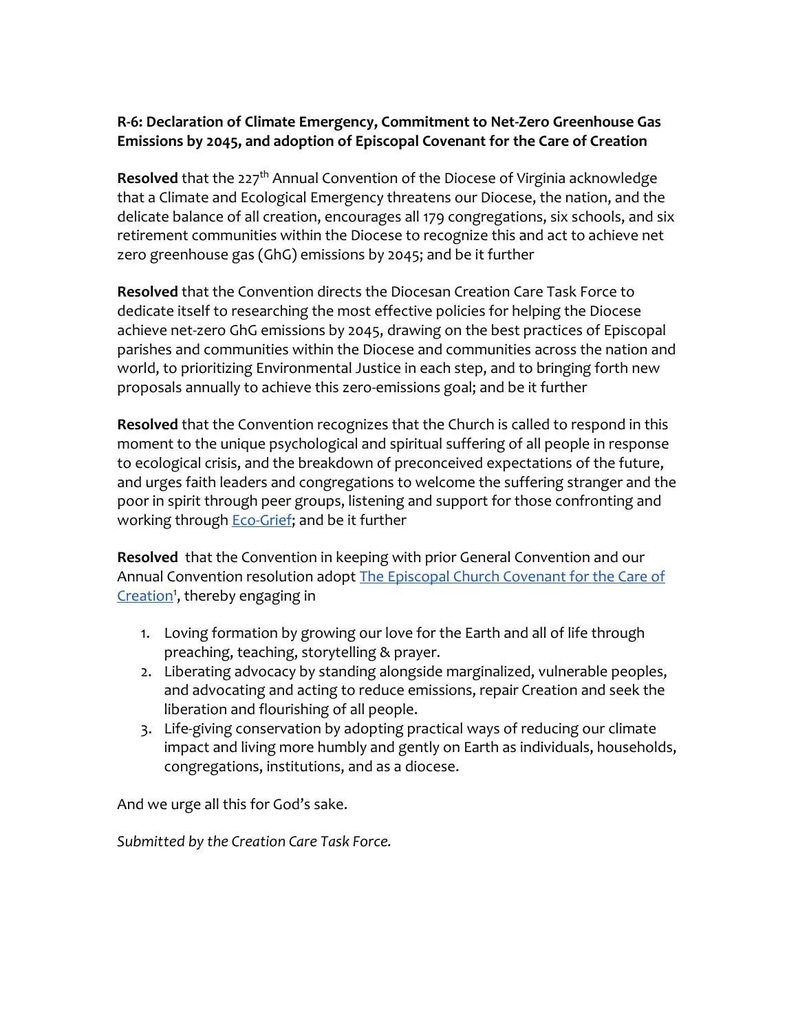**R-6: Declaration of Climate Emergency, Commitment to Net-Zero Greenhouse Gas Emissions by 2045, and adoption of Episcopal Covenant for the Care of Creation**

**Resolved** that the 227th Annual Convention of the Diocese of Virginia acknowledge that a Climate and Ecological Emergency threatens our Diocese, the nation, and the delicate balance of all creation, encourages all 179 congregations, six schools, and six retirement communities within the Diocese to recognize this and act to achieve net zero greenhouse gas (GhG) emissions by 2045; and be it further

**Resolved** that the Convention directs the Diocesan Creation Care Task Force to dedicate itself to researching the most effective policies for helping the Diocese achieve net-zero GhG emissions by 2045, drawing on the best practices of Episcopal parishes and communities within the Diocese and communities across the nation and world, to prioritizing Environmental Justice in each step, and to bringing forth new proposals annually to achieve this zero-emissions goal; and be it further

**Resolved** that the Convention recognizes that the Church is called to respond in this moment to the unique psychological and spiritual suffering of all people in response to ecological crisis, and the breakdown of preconceived expectations of the future, and urges faith leaders and congregations to welcome the suffering stranger and the poor in spirit through peer groups, listening and support for those confronting and working through Eco-Grief; and be it further

**Resolved** that the Convention in keeping with prior General Convention and our Annual Convention resolution adopt The Episcopal Church Covenant for the Care of Creation[1], thereby engaging in

1. Loving formation by growing our love for the Earth and all of life through preaching, teaching, storytelling & prayer.
2. Liberating advocacy by standing alongside marginalized, vulnerable peoples, and advocating and acting to reduce emissions, repair Creation and seek the liberation and flourishing of all people.
3. Life-giving conservation by adopting practical ways of reducing our climate impact and living more humbly and gently on Earth as individuals, households, congregations, institutions, and as a diocese.

And we urge all this for God's sake.

*Submitted by the Creation Care Task Force.*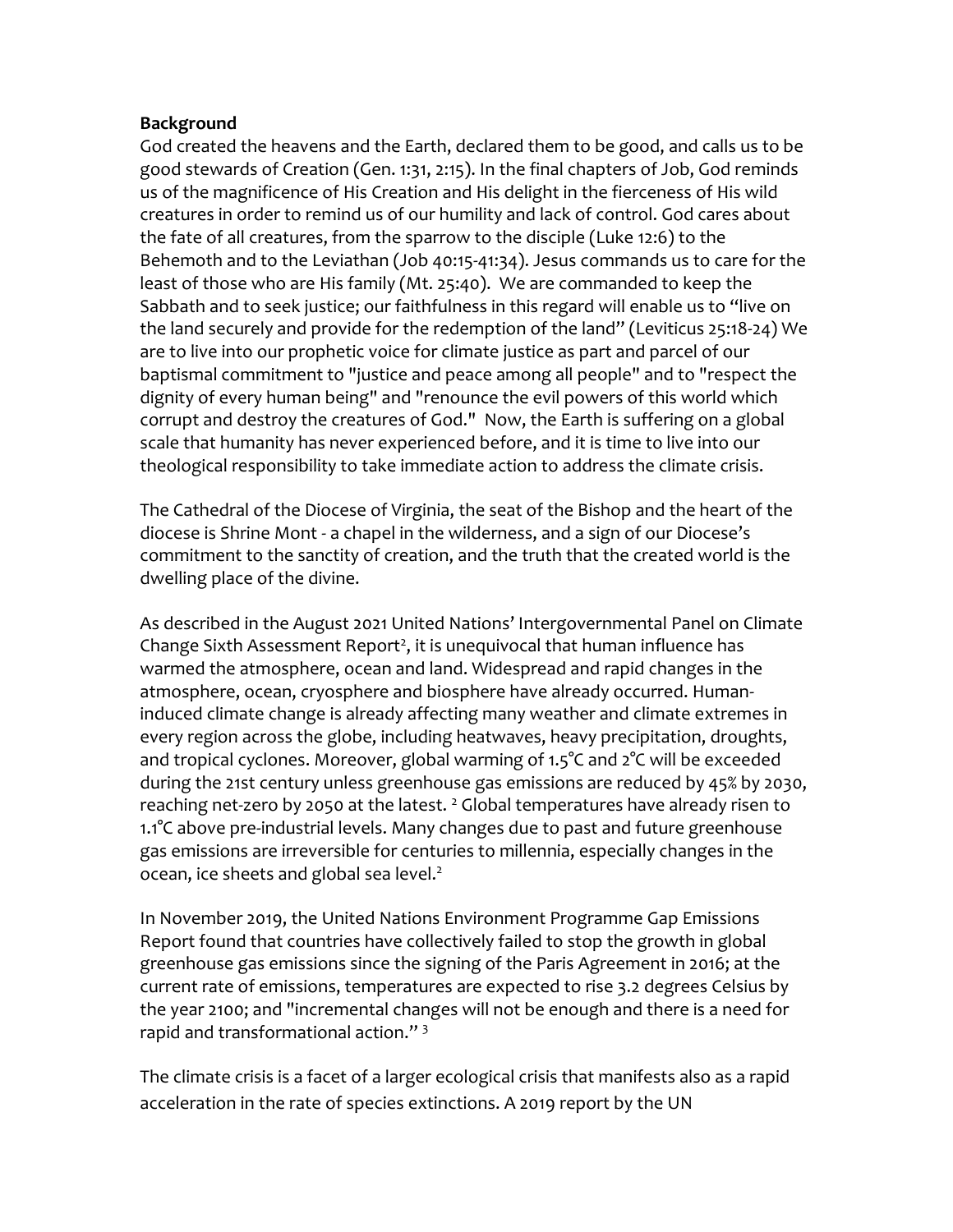**Background**

God created the heavens and the Earth, declared them to be good, and calls us to be good stewards of Creation (Gen. 1:31, 2:15). In the final chapters of Job, God reminds us of the magnificence of His Creation and His delight in the fierceness of His wild creatures in order to remind us of our humility and lack of control. God cares about the fate of all creatures, from the sparrow to the disciple (Luke 12:6) to the Behemoth and to the Leviathan (Job 40:15-41:34). Jesus commands us to care for the least of those who are His family (Mt. 25:40). We are commanded to keep the Sabbath and to seek justice; our faithfulness in this regard will enable us to "live on the land securely and provide for the redemption of the land" (Leviticus 25:18-24) We are to live into our prophetic voice for climate justice as part and parcel of our baptismal commitment to "justice and peace among all people" and to "respect the dignity of every human being" and "renounce the evil powers of this world which corrupt and destroy the creatures of God." Now, the Earth is suffering on a global scale that humanity has never experienced before, and it is time to live into our theological responsibility to take immediate action to address the climate crisis.

The Cathedral of the Diocese of Virginia, the seat of the Bishop and the heart of the diocese is Shrine Mont - a chapel in the wilderness, and a sign of our Diocese's commitment to the sanctity of creation, and the truth that the created world is the dwelling place of the divine.

As described in the August 2021 United Nations' Intergovernmental Panel on Climate Change Sixth Assessment Report[2], it is unequivocal that human influence has warmed the atmosphere, ocean and land. Widespread and rapid changes in the atmosphere, ocean, cryosphere and biosphere have already occurred. Human-induced climate change is already affecting many weather and climate extremes in every region across the globe, including heatwaves, heavy precipitation, droughts, and tropical cyclones. Moreover, global warming of 1.5°C and 2°C will be exceeded during the 21st century unless greenhouse gas emissions are reduced by 45% by 2030, reaching net-zero by 2050 at the latest. [2] Global temperatures have already risen to 1.1°C above pre-industrial levels. Many changes due to past and future greenhouse gas emissions are irreversible for centuries to millennia, especially changes in the ocean, ice sheets and global sea level.[2]

In November 2019, the United Nations Environment Programme Gap Emissions Report found that countries have collectively failed to stop the growth in global greenhouse gas emissions since the signing of the Paris Agreement in 2016; at the current rate of emissions, temperatures are expected to rise 3.2 degrees Celsius by the year 2100; and "incremental changes will not be enough and there is a need for rapid and transformational action." [3]

The climate crisis is a facet of a larger ecological crisis that manifests also as a rapid acceleration in the rate of species extinctions. A 2019 report by the UN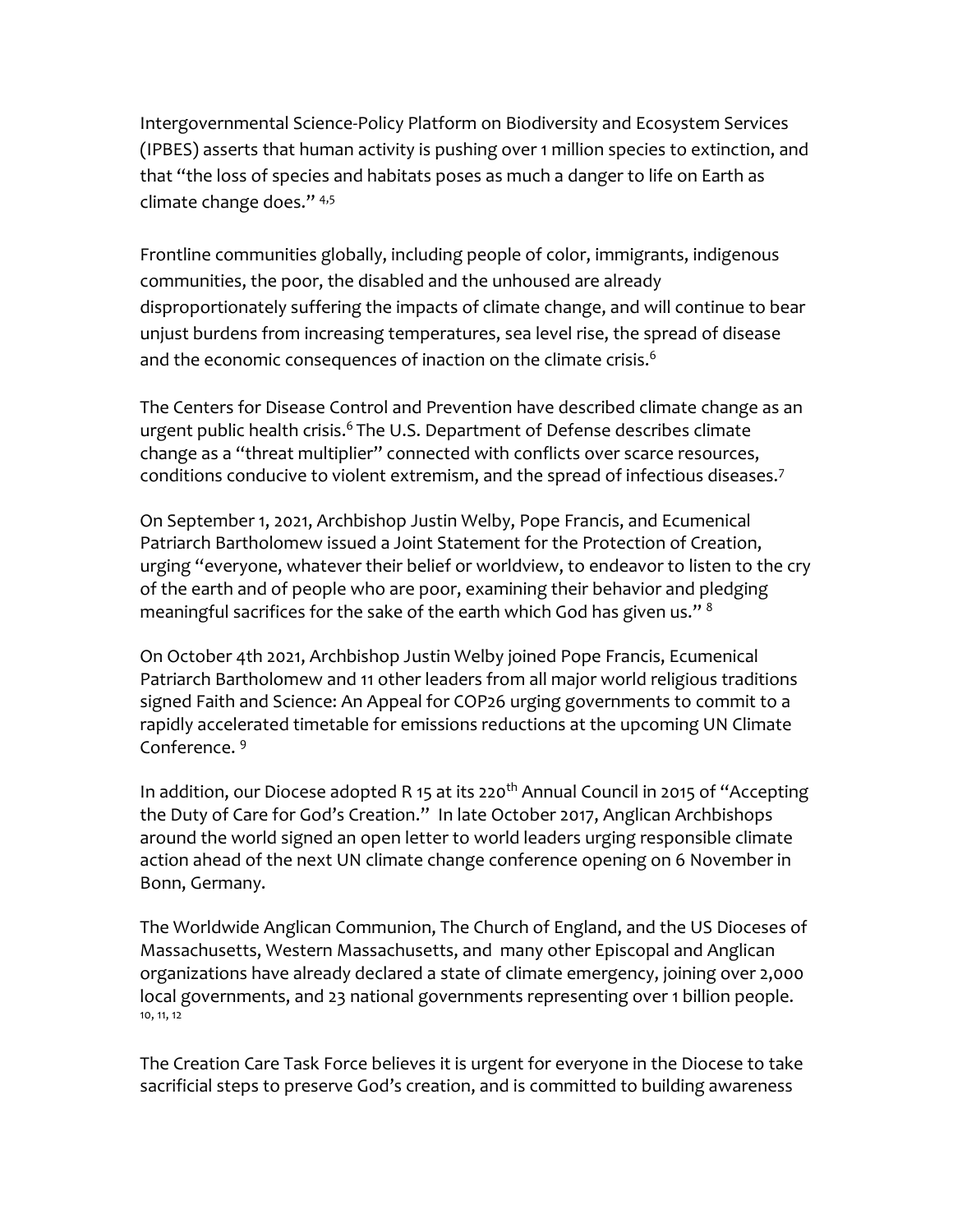Intergovernmental Science-Policy Platform on Biodiversity and Ecosystem Services (IPBES) asserts that human activity is pushing over 1 million species to extinction, and that "the loss of species and habitats poses as much a danger to life on Earth as climate change does." [4,5]

Frontline communities globally, including people of color, immigrants, indigenous communities, the poor, the disabled and the unhoused are already disproportionately suffering the impacts of climate change, and will continue to bear unjust burdens from increasing temperatures, sea level rise, the spread of disease and the economic consequences of inaction on the climate crisis.[6]

The Centers for Disease Control and Prevention have described climate change as an urgent public health crisis.[6] The U.S. Department of Defense describes climate change as a "threat multiplier" connected with conflicts over scarce resources, conditions conducive to violent extremism, and the spread of infectious diseases.[7]

On September 1, 2021, Archbishop Justin Welby, Pope Francis, and Ecumenical Patriarch Bartholomew issued a Joint Statement for the Protection of Creation, urging "everyone, whatever their belief or worldview, to endeavor to listen to the cry of the earth and of people who are poor, examining their behavior and pledging meaningful sacrifices for the sake of the earth which God has given us." [8]

On October 4th 2021, Archbishop Justin Welby joined Pope Francis, Ecumenical Patriarch Bartholomew and 11 other leaders from all major world religious traditions signed Faith and Science: An Appeal for COP26 urging governments to commit to a rapidly accelerated timetable for emissions reductions at the upcoming UN Climate Conference. [9]

In addition, our Diocese adopted R 15 at its 220th Annual Council in 2015 of "Accepting the Duty of Care for God's Creation." In late October 2017, Anglican Archbishops around the world signed an open letter to world leaders urging responsible climate action ahead of the next UN climate change conference opening on 6 November in Bonn, Germany.

The Worldwide Anglican Communion, The Church of England, and the US Dioceses of Massachusetts, Western Massachusetts, and many other Episcopal and Anglican organizations have already declared a state of climate emergency, joining over 2,000 local governments, and 23 national governments representing over 1 billion people. [10, 11, 12]

The Creation Care Task Force believes it is urgent for everyone in the Diocese to take sacrificial steps to preserve God's creation, and is committed to building awareness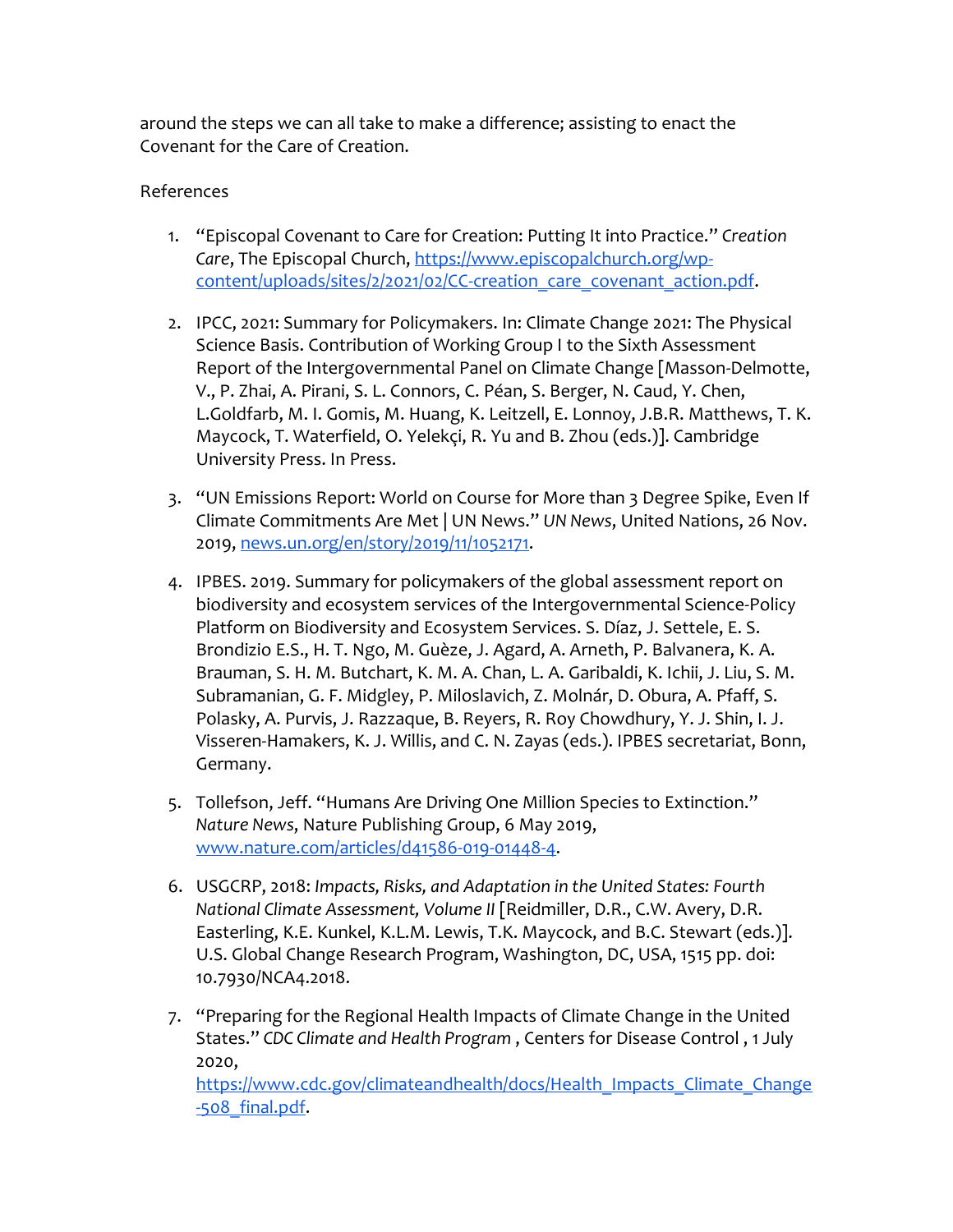around the steps we can all take to make a difference; assisting to enact the Covenant for the Care of Creation.

References

1. "Episcopal Covenant to Care for Creation: Putting It into Practice." *Creation Care*, The Episcopal Church, [https://www.episcopalchurch.org/wp-content/uploads/sites/2/2021/02/CC-creation_care_covenant_action.pdf](https://www.episcopalchurch.org/wp-content/uploads/sites/2/2021/02/CC-creation_care_covenant_action.pdf).

2. IPCC, 2021: Summary for Policymakers. In: Climate Change 2021: The Physical Science Basis. Contribution of Working Group I to the Sixth Assessment Report of the Intergovernmental Panel on Climate Change [Masson-Delmotte, V., P. Zhai, A. Pirani, S. L. Connors, C. Péan, S. Berger, N. Caud, Y. Chen, L.Goldfarb, M. I. Gomis, M. Huang, K. Leitzell, E. Lonnoy, J.B.R. Matthews, T. K. Maycock, T. Waterfield, O. Yelekçi, R. Yu and B. Zhou (eds.)]. Cambridge University Press. In Press.

3. "UN Emissions Report: World on Course for More than 3 Degree Spike, Even If Climate Commitments Are Met | UN News." *UN News*, United Nations, 26 Nov. 2019, [news.un.org/en/story/2019/11/1052171](https://news.un.org/en/story/2019/11/1052171).

4. IPBES. 2019. Summary for policymakers of the global assessment report on biodiversity and ecosystem services of the Intergovernmental Science-Policy Platform on Biodiversity and Ecosystem Services. S. Díaz, J. Settele, E. S. Brondizio E.S., H. T. Ngo, M. Guèze, J. Agard, A. Arneth, P. Balvanera, K. A. Brauman, S. H. M. Butchart, K. M. A. Chan, L. A. Garibaldi, K. Ichii, J. Liu, S. M. Subramanian, G. F. Midgley, P. Miloslavich, Z. Molnár, D. Obura, A. Pfaff, S. Polasky, A. Purvis, J. Razzaque, B. Reyers, R. Roy Chowdhury, Y. J. Shin, I. J. Visseren-Hamakers, K. J. Willis, and C. N. Zayas (eds.). IPBES secretariat, Bonn, Germany.

5. Tollefson, Jeff. "Humans Are Driving One Million Species to Extinction." *Nature News*, Nature Publishing Group, 6 May 2019, [www.nature.com/articles/d41586-019-01448-4](https://www.nature.com/articles/d41586-019-01448-4).

6. USGCRP, 2018: *Impacts, Risks, and Adaptation in the United States: Fourth National Climate Assessment, Volume II* [Reidmiller, D.R., C.W. Avery, D.R. Easterling, K.E. Kunkel, K.L.M. Lewis, T.K. Maycock, and B.C. Stewart (eds.)]. U.S. Global Change Research Program, Washington, DC, USA, 1515 pp. doi: 10.7930/NCA4.2018.

7. "Preparing for the Regional Health Impacts of Climate Change in the United States." *CDC Climate and Health Program* , Centers for Disease Control , 1 July 2020, [https://www.cdc.gov/climateandhealth/docs/Health_Impacts_Climate_Change-508_final.pdf](https://www.cdc.gov/climateandhealth/docs/Health_Impacts_Climate_Change-508_final.pdf).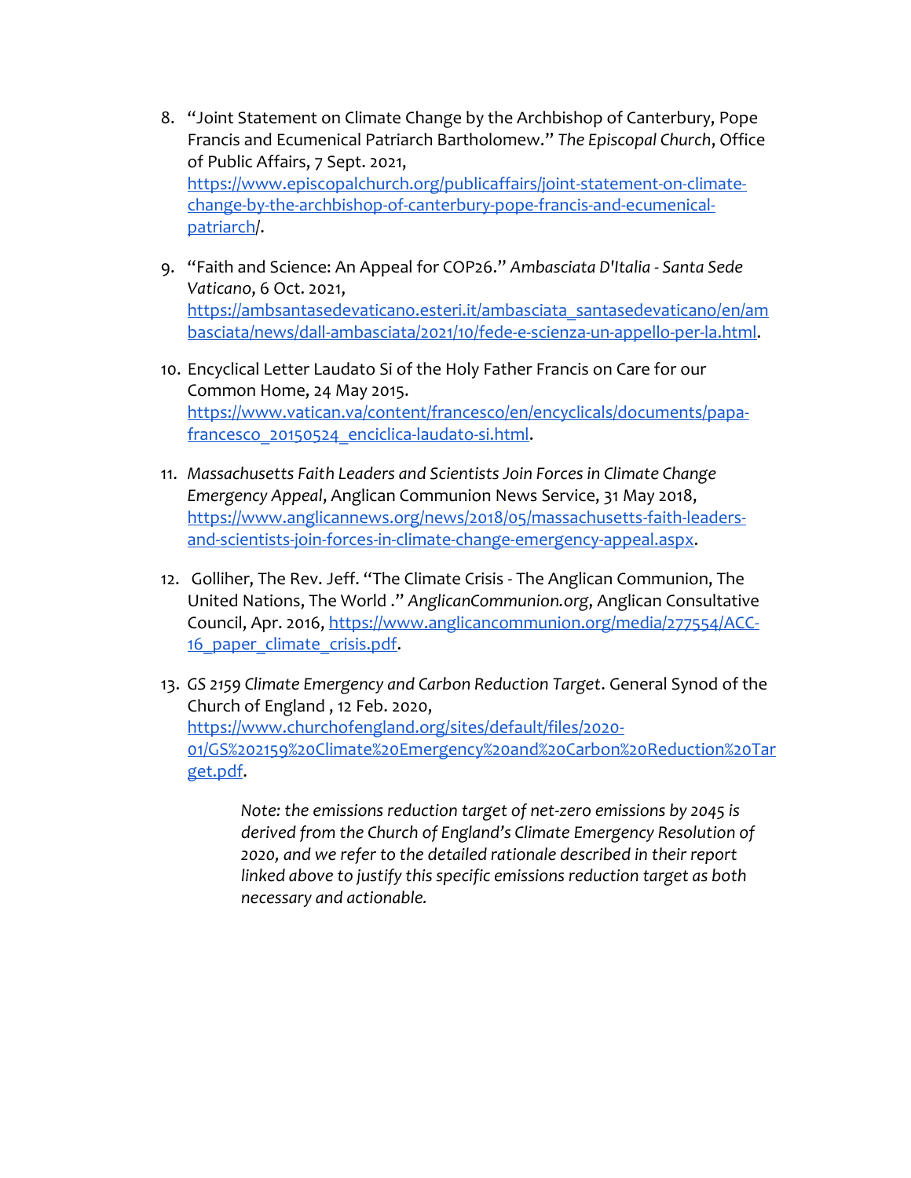8. "Joint Statement on Climate Change by the Archbishop of Canterbury, Pope Francis and Ecumenical Patriarch Bartholomew." *The Episcopal Church*, Office of Public Affairs, 7 Sept. 2021, [https://www.episcopalchurch.org/publicaffairs/joint-statement-on-climate-change-by-the-archbishop-of-canterbury-pope-francis-and-ecumenical-patriarch/](https://www.episcopalchurch.org/publicaffairs/joint-statement-on-climate-change-by-the-archbishop-of-canterbury-pope-francis-and-ecumenical-patriarch/).

9. "Faith and Science: An Appeal for COP26." *Ambasciata D'Italia - Santa Sede Vaticano*, 6 Oct. 2021, [https://ambsantasedevaticano.esteri.it/ambasciata_santasedevaticano/en/ambasciata/news/dall-ambasciata/2021/10/fede-e-scienza-un-appello-per-la.html](https://ambsantasedevaticano.esteri.it/ambasciata_santasedevaticano/en/ambasciata/news/dall-ambasciata/2021/10/fede-e-scienza-un-appello-per-la.html).

10. Encyclical Letter Laudato Si of the Holy Father Francis on Care for our Common Home, 24 May 2015. [https://www.vatican.va/content/francesco/en/encyclicals/documents/papa-francesco_20150524_enciclica-laudato-si.html](https://www.vatican.va/content/francesco/en/encyclicals/documents/papa-francesco_20150524_enciclica-laudato-si.html).

11. *Massachusetts Faith Leaders and Scientists Join Forces in Climate Change Emergency Appeal*, Anglican Communion News Service, 31 May 2018, [https://www.anglicannews.org/news/2018/05/massachusetts-faith-leaders-and-scientists-join-forces-in-climate-change-emergency-appeal.aspx](https://www.anglicannews.org/news/2018/05/massachusetts-faith-leaders-and-scientists-join-forces-in-climate-change-emergency-appeal.aspx).

12. Golliher, The Rev. Jeff. "The Climate Crisis - The Anglican Communion, The United Nations, The World ." *AnglicanCommunion.org*, Anglican Consultative Council, Apr. 2016, [https://www.anglicancommunion.org/media/277554/ACC-16_paper_climate_crisis.pdf](https://www.anglicancommunion.org/media/277554/ACC-16_paper_climate_crisis.pdf).

13. *GS 2159 Climate Emergency and Carbon Reduction Target*. General Synod of the Church of England , 12 Feb. 2020, [https://www.churchofengland.org/sites/default/files/2020-01/GS%202159%20Climate%20Emergency%20and%20Carbon%20Reduction%20Target.pdf](https://www.churchofengland.org/sites/default/files/2020-01/GS%202159%20Climate%20Emergency%20and%20Carbon%20Reduction%20Target.pdf).

    *Note: the emissions reduction target of net-zero emissions by 2045 is derived from the Church of England's Climate Emergency Resolution of 2020, and we refer to the detailed rationale described in their report linked above to justify this specific emissions reduction target as both necessary and actionable.*